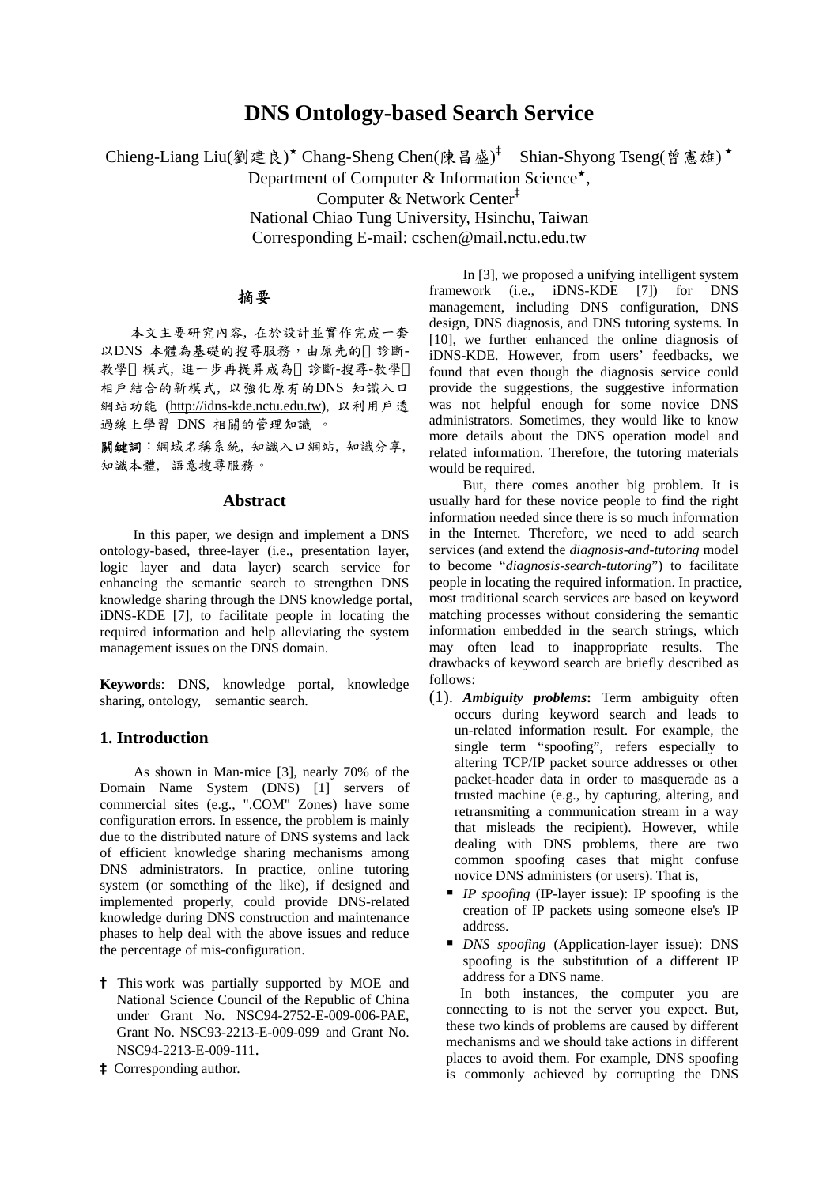# DNS Ontology-based Search Service

Chieng-Liang Liu(劉建良)★ Chang-Sheng Chen(陳昌盛)‡ Shian-Shyong Tseng(曾憲雄)★
Department of Computer & Information Science★,
Computer & Network Center‡
National Chiao Tung University, Hsinchu, Taiwan
Corresponding E-mail: cschen@mail.nctu.edu.tw

## 摘要

本文主要研究內容，在於設計並實作完成一套以DNS 本體為基礎的搜尋服務，由原先的「診斷-教學」模式，進一步再提昇成為「診斷-搜尋-教學」相戶結合的新模式，以強化原有的DNS 知識入口網站功能 (http://idns-kde.nctu.edu.tw)，以利用戶透過線上學習 DNS 相關的管理知識 。

**關鍵詞**：網域名稱系統，知識入口網站，知識分享，知識本體，語意搜尋服務。

## Abstract

In this paper, we design and implement a DNS ontology-based, three-layer (i.e., presentation layer, logic layer and data layer) search service for enhancing the semantic search to strengthen DNS knowledge sharing through the DNS knowledge portal, iDNS-KDE [7], to facilitate people in locating the required information and help alleviating the system management issues on the DNS domain.

**Keywords**: DNS, knowledge portal, knowledge sharing, ontology, semantic search.

## 1. Introduction

As shown in Man-mice [3], nearly 70% of the Domain Name System (DNS) [1] servers of commercial sites (e.g., ".COM" Zones) have some configuration errors. In essence, the problem is mainly due to the distributed nature of DNS systems and lack of efficient knowledge sharing mechanisms among DNS administrators. In practice, online tutoring system (or something of the like), if designed and implemented properly, could provide DNS-related knowledge during DNS construction and maintenance phases to help deal with the above issues and reduce the percentage of mis-configuration.

In [3], we proposed a unifying intelligent system framework (i.e., iDNS-KDE [7]) for DNS management, including DNS configuration, DNS design, DNS diagnosis, and DNS tutoring systems. In [10], we further enhanced the online diagnosis of iDNS-KDE. However, from users' feedbacks, we found that even though the diagnosis service could provide the suggestions, the suggestive information was not helpful enough for some novice DNS administrators. Sometimes, they would like to know more details about the DNS operation model and related information. Therefore, the tutoring materials would be required.

But, there comes another big problem. It is usually hard for these novice people to find the right information needed since there is so much information in the Internet. Therefore, we need to add search services (and extend the *diagnosis-and-tutoring* model to become "*diagnosis-search-tutoring*") to facilitate people in locating the required information. In practice, most traditional search services are based on keyword matching processes without considering the semantic information embedded in the search strings, which may often lead to inappropriate results. The drawbacks of keyword search are briefly described as follows:

(1). ***Ambiguity problems*:** Term ambiguity often occurs during keyword search and leads to un-related information result. For example, the single term "spoofing", refers especially to altering TCP/IP packet source addresses or other packet-header data in order to masquerade as a trusted machine (e.g., by capturing, altering, and retransmiting a communication stream in a way that misleads the recipient). However, while dealing with DNS problems, there are two common spoofing cases that might confuse novice DNS administers (or users). That is,

- *IP spoofing* (IP-layer issue): IP spoofing is the creation of IP packets using someone else's IP address.
- *DNS spoofing* (Application-layer issue): DNS spoofing is the substitution of a different IP address for a DNS name.

In both instances, the computer you are connecting to is not the server you expect. But, these two kinds of problems are caused by different mechanisms and we should take actions in different places to avoid them. For example, DNS spoofing is commonly achieved by corrupting the DNS

---

† This work was partially supported by MOE and National Science Council of the Republic of China under Grant No. NSC94-2752-E-009-006-PAE, Grant No. NSC93-2213-E-009-099 and Grant No. NSC94-2213-E-009-111.

‡ Corresponding author.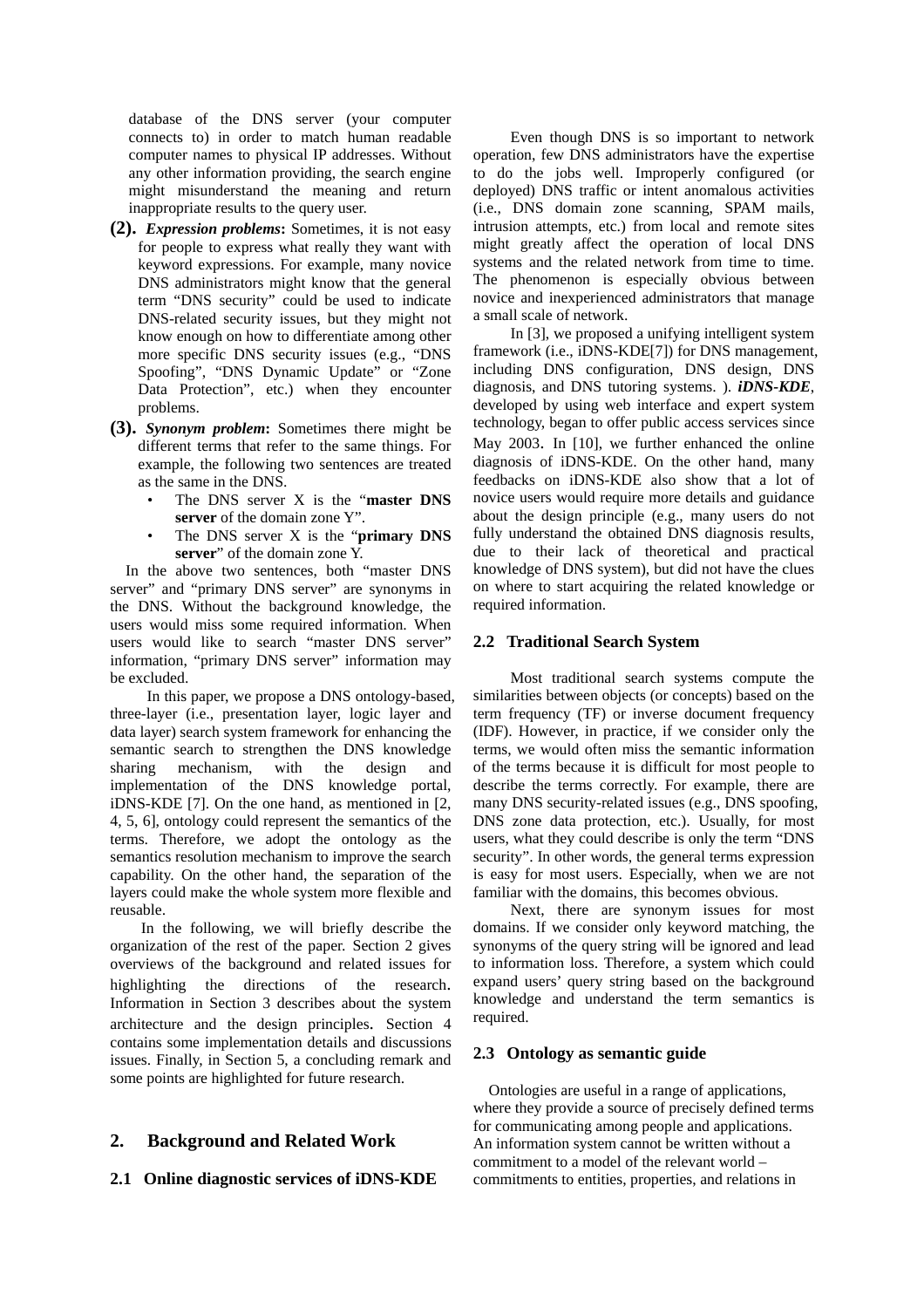database of the DNS server (your computer connects to) in order to match human readable computer names to physical IP addresses. Without any other information providing, the search engine might misunderstand the meaning and return inappropriate results to the query user.

**(2).** ***Expression problems*****:** Sometimes, it is not easy for people to express what really they want with keyword expressions. For example, many novice DNS administrators might know that the general term "DNS security" could be used to indicate DNS-related security issues, but they might not know enough on how to differentiate among other more specific DNS security issues (e.g., "DNS Spoofing", "DNS Dynamic Update" or "Zone Data Protection", etc.) when they encounter problems.

**(3).** ***Synonym problem*****:** Sometimes there might be different terms that refer to the same things. For example, the following two sentences are treated as the same in the DNS.

- The DNS server X is the "**master DNS server** of the domain zone Y".
- The DNS server X is the "**primary DNS server**" of the domain zone Y.

In the above two sentences, both "master DNS server" and "primary DNS server" are synonyms in the DNS. Without the background knowledge, the users would miss some required information. When users would like to search "master DNS server" information, "primary DNS server" information may be excluded.

In this paper, we propose a DNS ontology-based, three-layer (i.e., presentation layer, logic layer and data layer) search system framework for enhancing the semantic search to strengthen the DNS knowledge sharing mechanism, with the design and implementation of the DNS knowledge portal, iDNS-KDE [7]. On the one hand, as mentioned in [2, 4, 5, 6], ontology could represent the semantics of the terms. Therefore, we adopt the ontology as the semantics resolution mechanism to improve the search capability. On the other hand, the separation of the layers could make the whole system more flexible and reusable.

In the following, we will briefly describe the organization of the rest of the paper. Section 2 gives overviews of the background and related issues for highlighting the directions of the research. Information in Section 3 describes about the system architecture and the design principles. Section 4 contains some implementation details and discussions issues. Finally, in Section 5, a concluding remark and some points are highlighted for future research.

## 2. Background and Related Work

### 2.1 Online diagnostic services of iDNS-KDE

Even though DNS is so important to network operation, few DNS administrators have the expertise to do the jobs well. Improperly configured (or deployed) DNS traffic or intent anomalous activities (i.e., DNS domain zone scanning, SPAM mails, intrusion attempts, etc.) from local and remote sites might greatly affect the operation of local DNS systems and the related network from time to time. The phenomenon is especially obvious between novice and inexperienced administrators that manage a small scale of network.

In [3], we proposed a unifying intelligent system framework (i.e., iDNS-KDE[7]) for DNS management, including DNS configuration, DNS design, DNS diagnosis, and DNS tutoring systems. ). ***iDNS-KDE***, developed by using web interface and expert system technology, began to offer public access services since May 2003. In [10], we further enhanced the online diagnosis of iDNS-KDE. On the other hand, many feedbacks on iDNS-KDE also show that a lot of novice users would require more details and guidance about the design principle (e.g., many users do not fully understand the obtained DNS diagnosis results, due to their lack of theoretical and practical knowledge of DNS system), but did not have the clues on where to start acquiring the related knowledge or required information.

### 2.2 Traditional Search System

Most traditional search systems compute the similarities between objects (or concepts) based on the term frequency (TF) or inverse document frequency (IDF). However, in practice, if we consider only the terms, we would often miss the semantic information of the terms because it is difficult for most people to describe the terms correctly. For example, there are many DNS security-related issues (e.g., DNS spoofing, DNS zone data protection, etc.). Usually, for most users, what they could describe is only the term "DNS security". In other words, the general terms expression is easy for most users. Especially, when we are not familiar with the domains, this becomes obvious.

Next, there are synonym issues for most domains. If we consider only keyword matching, the synonyms of the query string will be ignored and lead to information loss. Therefore, a system which could expand users' query string based on the background knowledge and understand the term semantics is required.

### 2.3 Ontology as semantic guide

Ontologies are useful in a range of applications, where they provide a source of precisely defined terms for communicating among people and applications. An information system cannot be written without a commitment to a model of the relevant world – commitments to entities, properties, and relations in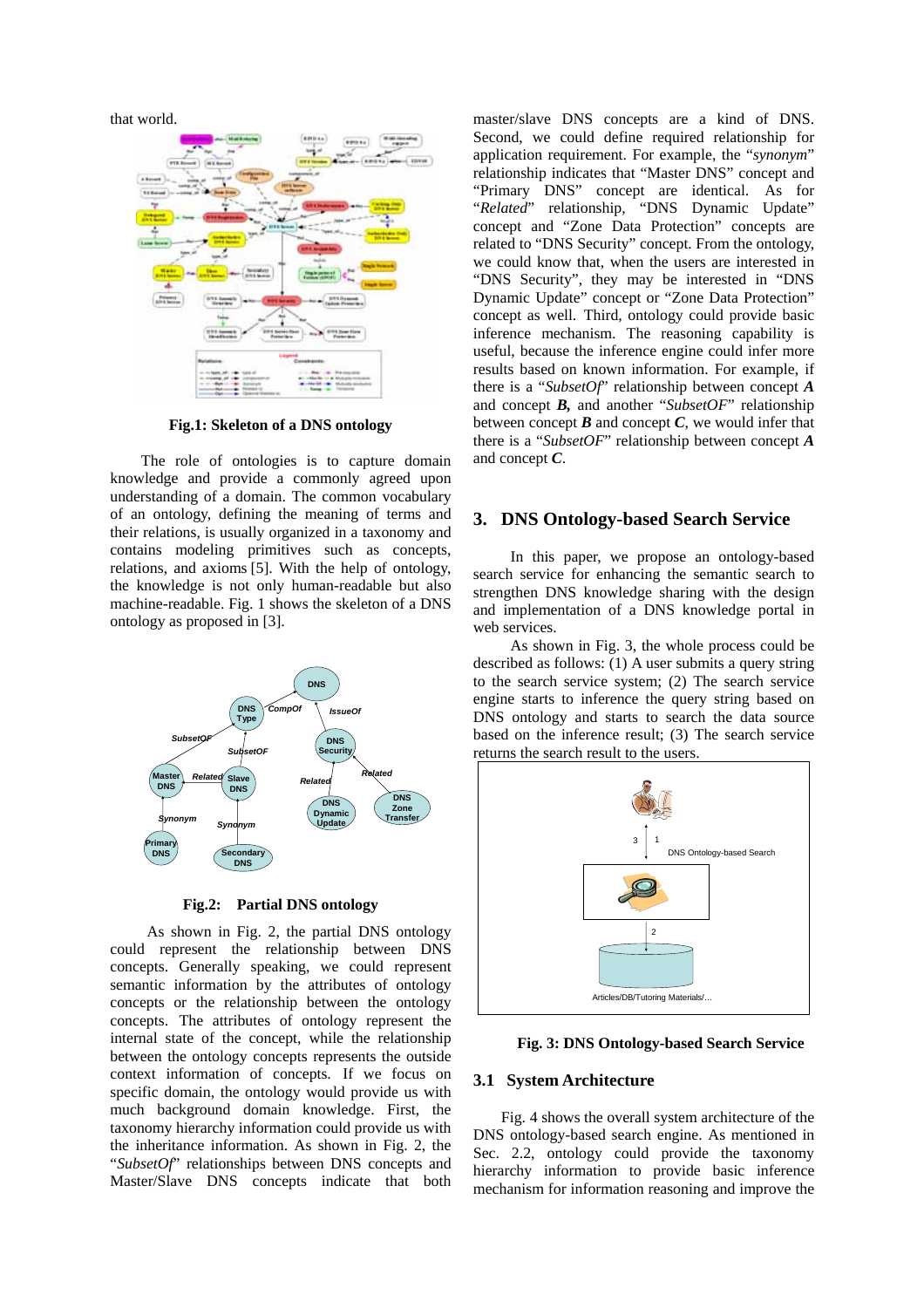that world.

**Fig.1: Skeleton of a DNS ontology**

The role of ontologies is to capture domain knowledge and provide a commonly agreed upon understanding of a domain. The common vocabulary of an ontology, defining the meaning of terms and their relations, is usually organized in a taxonomy and contains modeling primitives such as concepts, relations, and axioms [5]. With the help of ontology, the knowledge is not only human-readable but also machine-readable. Fig. 1 shows the skeleton of a DNS ontology as proposed in [3].

**Fig.2: Partial DNS ontology**

As shown in Fig. 2, the partial DNS ontology could represent the relationship between DNS concepts. Generally speaking, we could represent semantic information by the attributes of ontology concepts or the relationship between the ontology concepts. The attributes of ontology represent the internal state of the concept, while the relationship between the ontology concepts represents the outside context information of concepts. If we focus on specific domain, the ontology would provide us with much background domain knowledge. First, the taxonomy hierarchy information could provide us with the inheritance information. As shown in Fig. 2, the "*SubsetOf*" relationships between DNS concepts and Master/Slave DNS concepts indicate that both master/slave DNS concepts are a kind of DNS. Second, we could define required relationship for application requirement. For example, the "*synonym*" relationship indicates that "Master DNS" concept and "Primary DNS" concept are identical. As for "*Related*" relationship, "DNS Dynamic Update" concept and "Zone Data Protection" concepts are related to "DNS Security" concept. From the ontology, we could know that, when the users are interested in "DNS Security", they may be interested in "DNS Dynamic Update" concept or "Zone Data Protection" concept as well. Third, ontology could provide basic inference mechanism. The reasoning capability is useful, because the inference engine could infer more results based on known information. For example, if there is a "*SubsetOf*" relationship between concept ***A*** and concept ***B***, and another "*SubsetOF*" relationship between concept ***B*** and concept ***C***, we would infer that there is a "*SubsetOF*" relationship between concept ***A*** and concept ***C***.

## 3. DNS Ontology-based Search Service

In this paper, we propose an ontology-based search service for enhancing the semantic search to strengthen DNS knowledge sharing with the design and implementation of a DNS knowledge portal in web services.

As shown in Fig. 3, the whole process could be described as follows: (1) A user submits a query string to the search service system; (2) The search service engine starts to inference the query string based on DNS ontology and starts to search the data source based on the inference result; (3) The search service returns the search result to the users.

**Fig. 3: DNS Ontology-based Search Service**

### 3.1 System Architecture

Fig. 4 shows the overall system architecture of the DNS ontology-based search engine. As mentioned in Sec. 2.2, ontology could provide the taxonomy hierarchy information to provide basic inference mechanism for information reasoning and improve the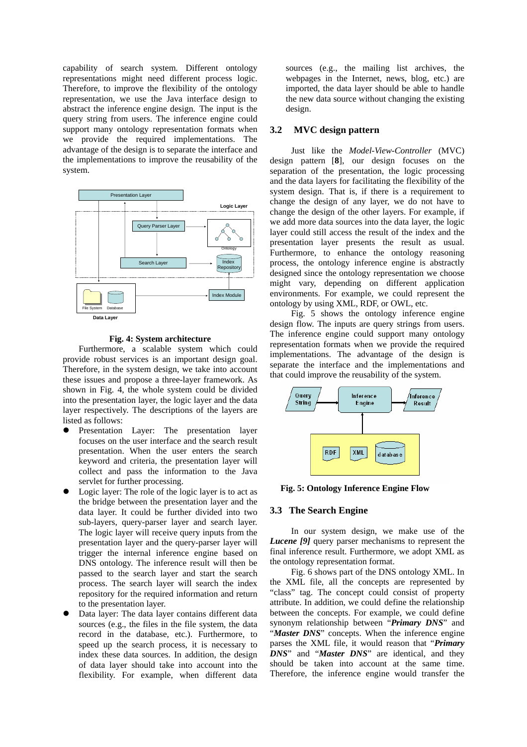capability of search system. Different ontology representations might need different process logic. Therefore, to improve the flexibility of the ontology representation, we use the Java interface design to abstract the inference engine design. The input is the query string from users. The inference engine could support many ontology representation formats when we provide the required implementations. The advantage of the design is to separate the interface and the implementations to improve the reusability of the system.

**Fig. 4: System architecture**

Furthermore, a scalable system which could provide robust services is an important design goal. Therefore, in the system design, we take into account these issues and propose a three-layer framework. As shown in Fig. 4, the whole system could be divided into the presentation layer, the logic layer and the data layer respectively. The descriptions of the layers are listed as follows:

- Presentation Layer: The presentation layer focuses on the user interface and the search result presentation. When the user enters the search keyword and criteria, the presentation layer will collect and pass the information to the Java servlet for further processing.
- Logic layer: The role of the logic layer is to act as the bridge between the presentation layer and the data layer. It could be further divided into two sub-layers, query-parser layer and search layer. The logic layer will receive query inputs from the presentation layer and the query-parser layer will trigger the internal inference engine based on DNS ontology. The inference result will then be passed to the search layer and start the search process. The search layer will search the index repository for the required information and return to the presentation layer.
- Data layer: The data layer contains different data sources (e.g., the files in the file system, the data record in the database, etc.). Furthermore, to speed up the search process, it is necessary to index these data sources. In addition, the design of data layer should take into account into the flexibility. For example, when different data sources (e.g., the mailing list archives, the webpages in the Internet, news, blog, etc.) are imported, the data layer should be able to handle the new data source without changing the existing design.

## 3.2 MVC design pattern

Just like the *Model-View-Controller* (MVC) design pattern [**8**], our design focuses on the separation of the presentation, the logic processing and the data layers for facilitating the flexibility of the system design. That is, if there is a requirement to change the design of any layer, we do not have to change the design of the other layers. For example, if we add more data sources into the data layer, the logic layer could still access the result of the index and the presentation layer presents the result as usual. Furthermore, to enhance the ontology reasoning process, the ontology inference engine is abstractly designed since the ontology representation we choose might vary, depending on different application environments. For example, we could represent the ontology by using XML, RDF, or OWL, etc.

Fig. 5 shows the ontology inference engine design flow. The inputs are query strings from users. The inference engine could support many ontology representation formats when we provide the required implementations. The advantage of the design is separate the interface and the implementations and that could improve the reusability of the system.

**Fig. 5: Ontology Inference Engine Flow**

## 3.3 The Search Engine

In our system design, we make use of the ***Lucene [9]*** query parser mechanisms to represent the final inference result. Furthermore, we adopt XML as the ontology representation format.

Fig. 6 shows part of the DNS ontology XML. In the XML file, all the concepts are represented by "class" tag. The concept could consist of property attribute. In addition, we could define the relationship between the concepts. For example, we could define synonym relationship between "***Primary DNS***" and "***Master DNS***" concepts. When the inference engine parses the XML file, it would reason that "***Primary DNS***" and "***Master DNS***" are identical, and they should be taken into account at the same time. Therefore, the inference engine would transfer the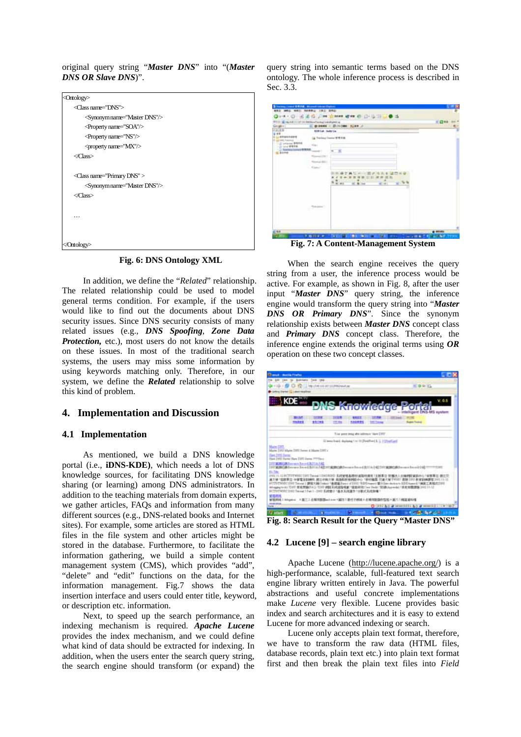original query string "***Master DNS***" into "(***Master DNS OR Slave DNS***)".

```
<Ontology>
    <Class name="DNS">
        <Synonym name="Master DNS"/>
        <Property name="SOA"/>
        <Property name="NS"/>
        <property name="MX"/>
    </Class>

    <Class name="Primary DNS" >
        <Synonym name="Master DNS"/>
    </Class>

    …

</Ontology>
```

**Fig. 6: DNS Ontology XML**

In addition, we define the "*Related*" relationship. The related relationship could be used to model general terms condition. For example, if the users would like to find out the documents about DNS security issues. Since DNS security consists of many related issues (e.g., ***DNS Spoofing***, ***Zone Data Protection,*** etc.), most users do not know the details on these issues. In most of the traditional search systems, the users may miss some information by using keywords matching only. Therefore, in our system, we define the ***Related*** relationship to solve this kind of problem.

## 4. Implementation and Discussion

### 4.1 Implementation

As mentioned, we build a DNS knowledge portal (i.e., **iDNS-KDE**), which needs a lot of DNS knowledge sources, for facilitating DNS knowledge sharing (or learning) among DNS administrators. In addition to the teaching materials from domain experts, we gather articles, FAQs and information from many different sources (e.g., DNS-related books and Internet sites). For example, some articles are stored as HTML files in the file system and other articles might be stored in the database. Furthermore, to facilitate the information gathering, we build a simple content management system (CMS), which provides "add", "delete" and "edit" functions on the data, for the information management. Fig.7 shows the data insertion interface and users could enter title, keyword, or description etc. information.

Next, to speed up the search performance, an indexing mechanism is required. ***Apache Lucene*** provides the index mechanism, and we could define what kind of data should be extracted for indexing. In addition, when the users enter the search query string, the search engine should transform (or expand) the query string into semantic terms based on the DNS ontology. The whole inference process is described in Sec. 3.3.

**Fig. 7: A Content-Management System**

When the search engine receives the query string from a user, the inference process would be active. For example, as shown in Fig. 8, after the user input "***Master DNS***" query string, the inference engine would transform the query string into "***Master DNS OR Primary DNS***". Since the synonym relationship exists between ***Master DNS*** concept class and ***Primary DNS*** concept class. Therefore, the inference engine extends the original terms using ***OR*** operation on these two concept classes.

**Fig. 8: Search Result for the Query "Master DNS"**

### 4.2 Lucene [9] – search engine library

Apache Lucene (http://lucene.apache.org/) is a high-performance, scalable, full-featured text search engine library written entirely in Java. The powerful abstractions and useful concrete implementations make *Lucene* very flexible. Lucene provides basic index and search architectures and it is easy to extend Lucene for more advanced indexing or search.

Lucene only accepts plain text format, therefore, we have to transform the raw data (HTML files, database records, plain text etc.) into plain text format first and then break the plain text files into *Field*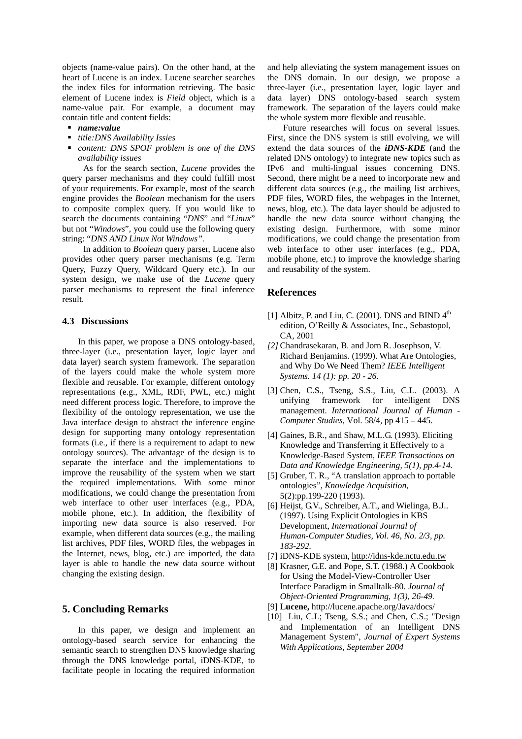objects (name-value pairs). On the other hand, at the heart of Lucene is an index. Lucene searcher searches the index files for information retrieving. The basic element of Lucene index is *Field* object, which is a name-value pair. For example, a document may contain title and content fields:

- ***name:value***
- *title:DNS Availability Issies*
- *content: DNS SPOF problem is one of the DNS availability issues*

As for the search section, *Lucene* provides the query parser mechanisms and they could fulfill most of your requirements. For example, most of the search engine provides the *Boolean* mechanism for the users to composite complex query. If you would like to search the documents containing "*DNS*" and "*Linux*" but not "*Windows*", you could use the following query string: "*DNS AND Linux Not Windows"*.

In addition to *Boolean* query parser, Lucene also provides other query parser mechanisms (e.g. Term Query, Fuzzy Query, Wildcard Query etc.). In our system design, we make use of the *Lucene* query parser mechanisms to represent the final inference result.

### 4.3 Discussions

In this paper, we propose a DNS ontology-based, three-layer (i.e., presentation layer, logic layer and data layer) search system framework. The separation of the layers could make the whole system more flexible and reusable. For example, different ontology representations (e.g., XML, RDF, PWL, etc.) might need different process logic. Therefore, to improve the flexibility of the ontology representation, we use the Java interface design to abstract the inference engine design for supporting many ontology representation formats (i.e., if there is a requirement to adapt to new ontology sources). The advantage of the design is to separate the interface and the implementations to improve the reusability of the system when we start the required implementations. With some minor modifications, we could change the presentation from web interface to other user interfaces (e.g., PDA, mobile phone, etc.). In addition, the flexibility of importing new data source is also reserved. For example, when different data sources (e.g., the mailing list archives, PDF files, WORD files, the webpages in the Internet, news, blog, etc.) are imported, the data layer is able to handle the new data source without changing the existing design.

## 5. Concluding Remarks

In this paper, we design and implement an ontology-based search service for enhancing the semantic search to strengthen DNS knowledge sharing through the DNS knowledge portal, iDNS-KDE, to facilitate people in locating the required information and help alleviating the system management issues on the DNS domain. In our design, we propose a three-layer (i.e., presentation layer, logic layer and data layer) DNS ontology-based search system framework. The separation of the layers could make the whole system more flexible and reusable.

Future researches will focus on several issues. First, since the DNS system is still evolving, we will extend the data sources of the ***iDNS-KDE*** (and the related DNS ontology) to integrate new topics such as IPv6 and multi-lingual issues concerning DNS. Second, there might be a need to incorporate new and different data sources (e.g., the mailing list archives, PDF files, WORD files, the webpages in the Internet, news, blog, etc.). The data layer should be adjusted to handle the new data source without changing the existing design. Furthermore, with some minor modifications, we could change the presentation from web interface to other user interfaces (e.g., PDA, mobile phone, etc.) to improve the knowledge sharing and reusability of the system.

## References

[1] Albitz, P. and Liu, C. (2001). DNS and BIND 4th edition, O'Reilly & Associates, Inc., Sebastopol, CA, 2001

*[2]* Chandrasekaran, B. and Jorn R. Josephson, V. Richard Benjamins. (1999). What Are Ontologies, and Why Do We Need Them? *IEEE Intelligent Systems. 14 (1): pp. 20 - 26.*

[3] Chen, C.S., Tseng, S.S., Liu, C.L. (2003). A unifying framework for intelligent DNS management. *International Journal of Human - Computer Studies*, Vol. 58/4, pp 415 – 445.

[4] Gaines, B.R., and Shaw, M.L.G. (1993). Eliciting Knowledge and Transferring it Effectively to a Knowledge-Based System, *IEEE Transactions on Data and Knowledge Engineering, 5(1), pp.4-14.*

[5] Gruber, T. R., "A translation approach to portable ontologies", *Knowledge Acquisition*, 5(2):pp.199-220 (1993).

[6] Heijst, G.V., Schreiber, A.T., and Wielinga, B.J.. (1997). Using Explicit Ontologies in KBS Development, *International Journal of Human-Computer Studies, Vol. 46, No. 2/3, pp. 183-292.*

[7] iDNS-KDE system, http://idns-kde.nctu.edu.tw

[8] Krasner, G.E. and Pope, S.T. (1988.) A Cookbook for Using the Model-View-Controller User Interface Paradigm in Smalltalk-80. *Journal of Object-Oriented Programming, 1(3), 26-49.*

[9] **Lucene,** http://lucene.apache.org/Java/docs/

[10] Liu, C.L; Tseng, S.S.; and Chen, C.S.; "Design and Implementation of an Intelligent DNS Management System", *Journal of Expert Systems With Applications, September 2004*